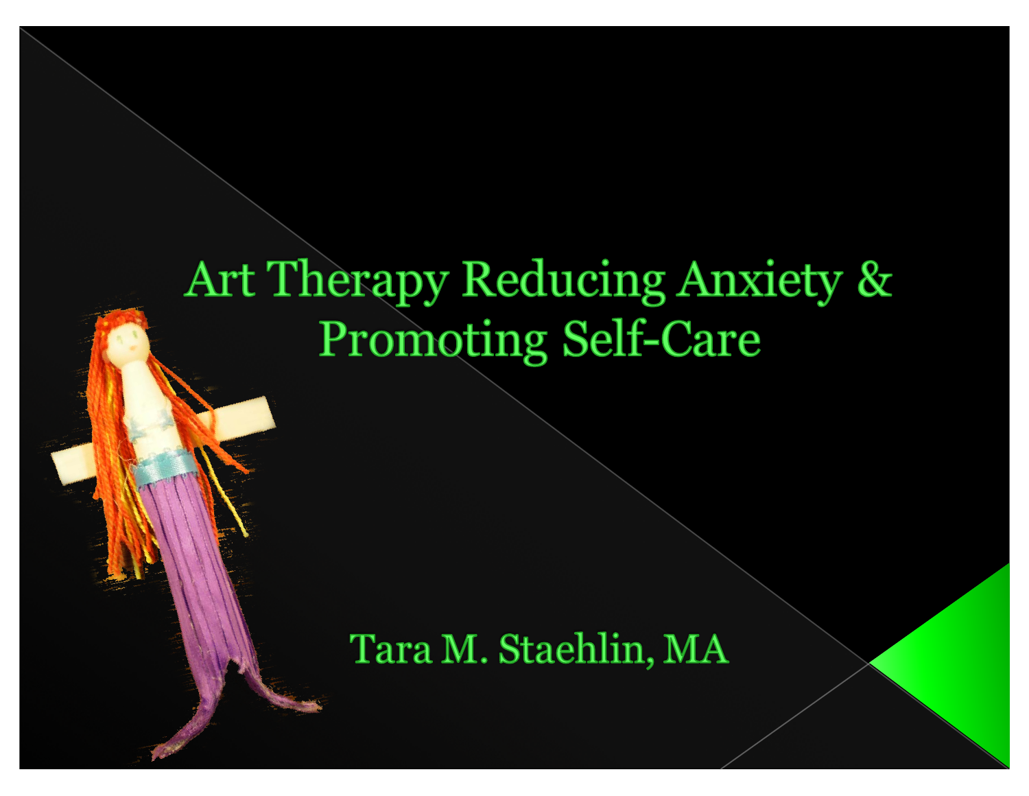# Art Therapy Reducing Anxiety & Promoting Self-Care

Tara M. Staehlin, MA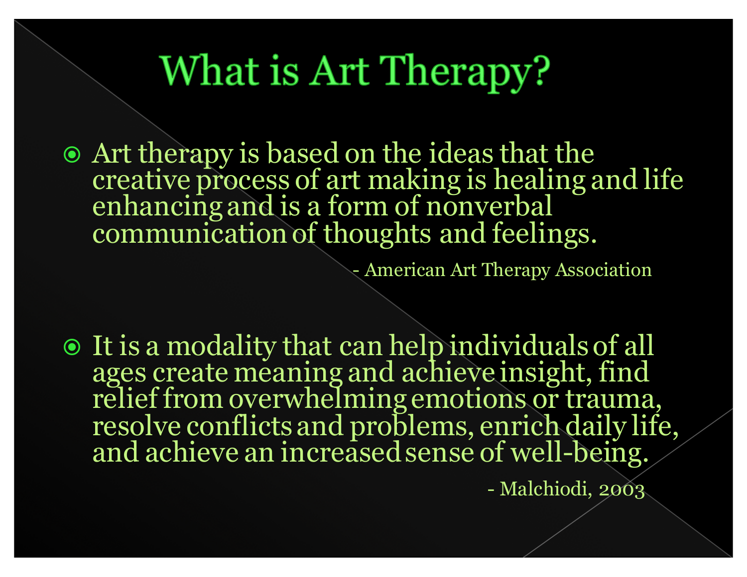# What is Art Therapy?

- Art therapy is based on the ideas that the creative process of art making is healing and life enhancing and is a form of nonverbal communication of thoughts and feelings.

  - American Art Therapy Association

- It is a modality that can help individuals of all ages create meaning and achieve insight, find relief from overwhelming emotions or trauma, resolve conflicts and problems, enrich daily life, and achieve an increased sense of well-being.

  - Malchiodi, 2003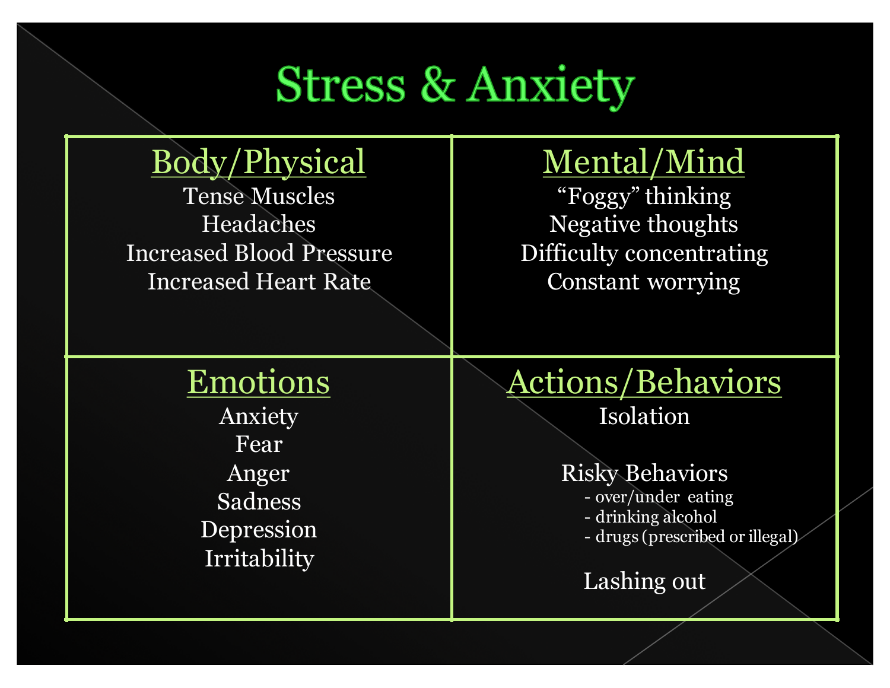# Stress & Anxiety

## Body/Physical

Tense Muscles

Headaches

Increased Blood Pressure

Increased Heart Rate

## Mental/Mind

“Foggy” thinking

Negative thoughts

Difficulty concentrating

Constant worrying

## Emotions

Anxiety

Fear

Anger

Sadness

Depression

Irritability

## Actions/Behaviors

Isolation

Risky Behaviors

- over/under eating
- drinking alcohol
- drugs (prescribed or illegal)

Lashing out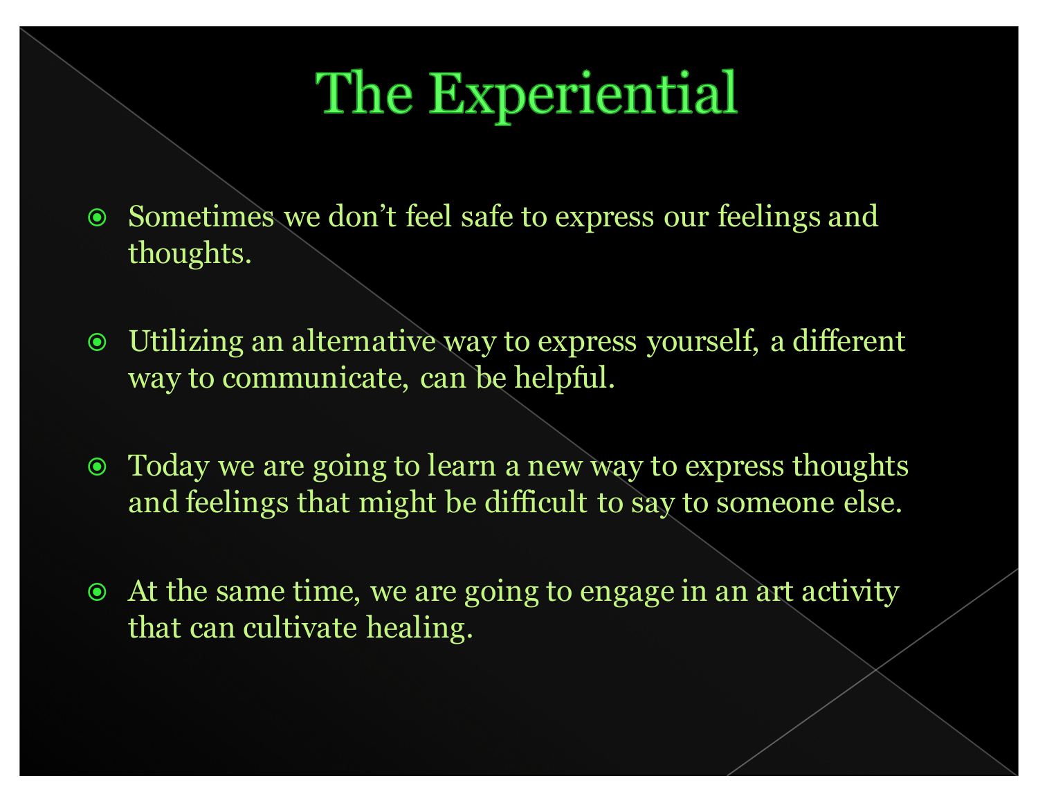# The Experiential

- Sometimes we don't feel safe to express our feelings and thoughts.
- Utilizing an alternative way to express yourself, a different way to communicate, can be helpful.
- Today we are going to learn a new way to express thoughts and feelings that might be difficult to say to someone else.
- At the same time, we are going to engage in an art activity that can cultivate healing.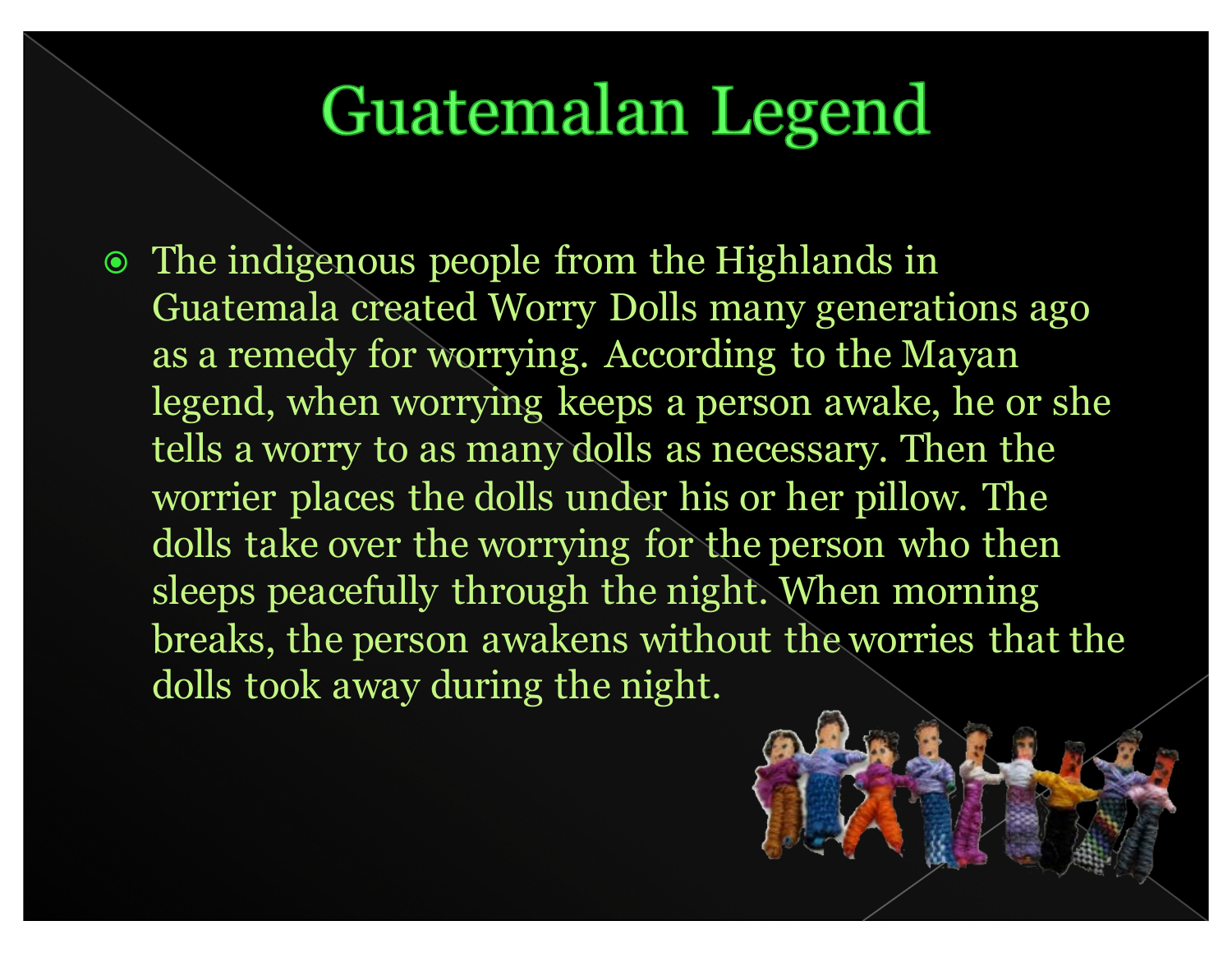# Guatemalan Legend

- The indigenous people from the Highlands in Guatemala created Worry Dolls many generations ago as a remedy for worrying. According to the Mayan legend, when worrying keeps a person awake, he or she tells a worry to as many dolls as necessary. Then the worrier places the dolls under his or her pillow. The dolls take over the worrying for the person who then sleeps peacefully through the night. When morning breaks, the person awakens without the worries that the dolls took away during the night.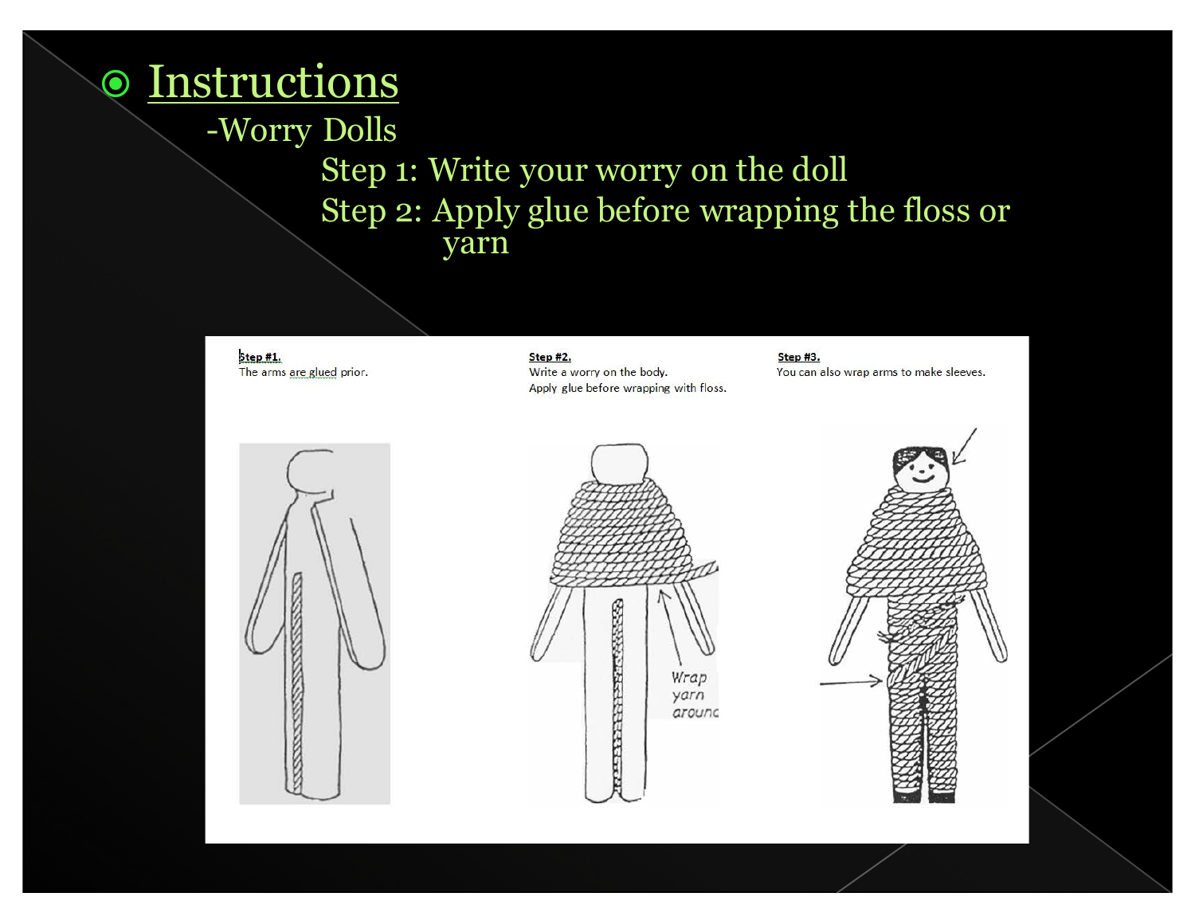# Instructions

-Worry Dolls

Step 1: Write your worry on the doll

Step 2: Apply glue before wrapping the floss or yarn

**Step #1.**

The arms are glued prior.

**Step #2.**

Write a worry on the body.

Apply glue before wrapping with floss.

**Step #3.**

You can also wrap arms to make sleeves.

Wrap yarn around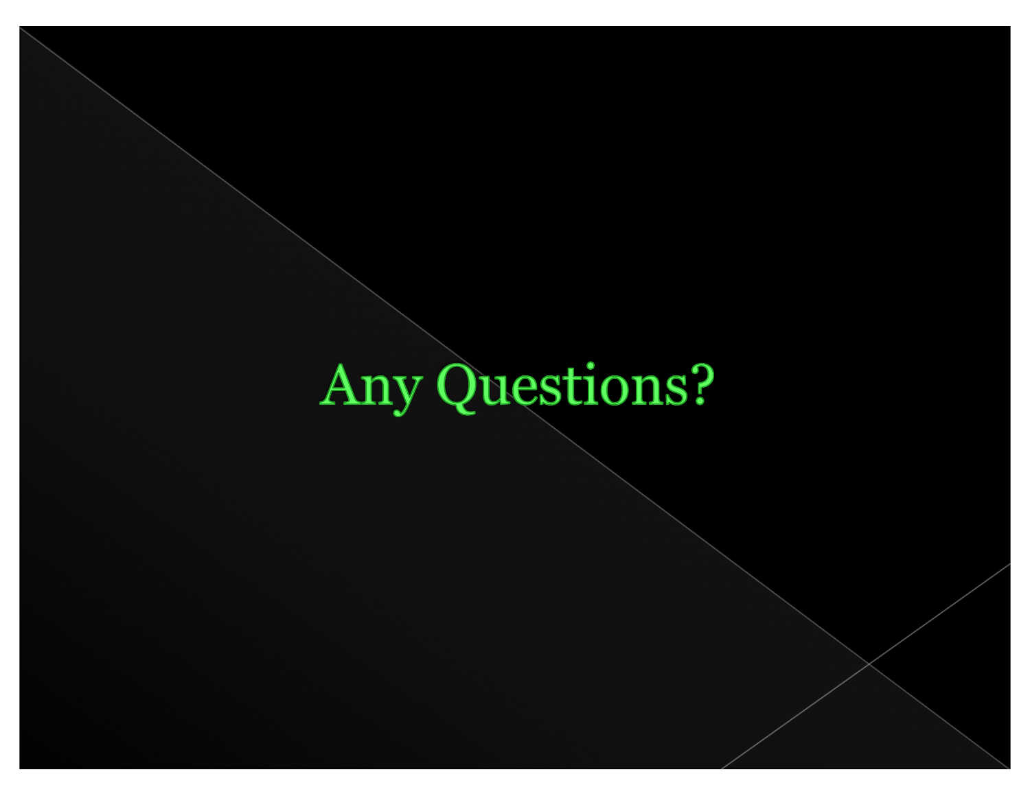# Any Questions?